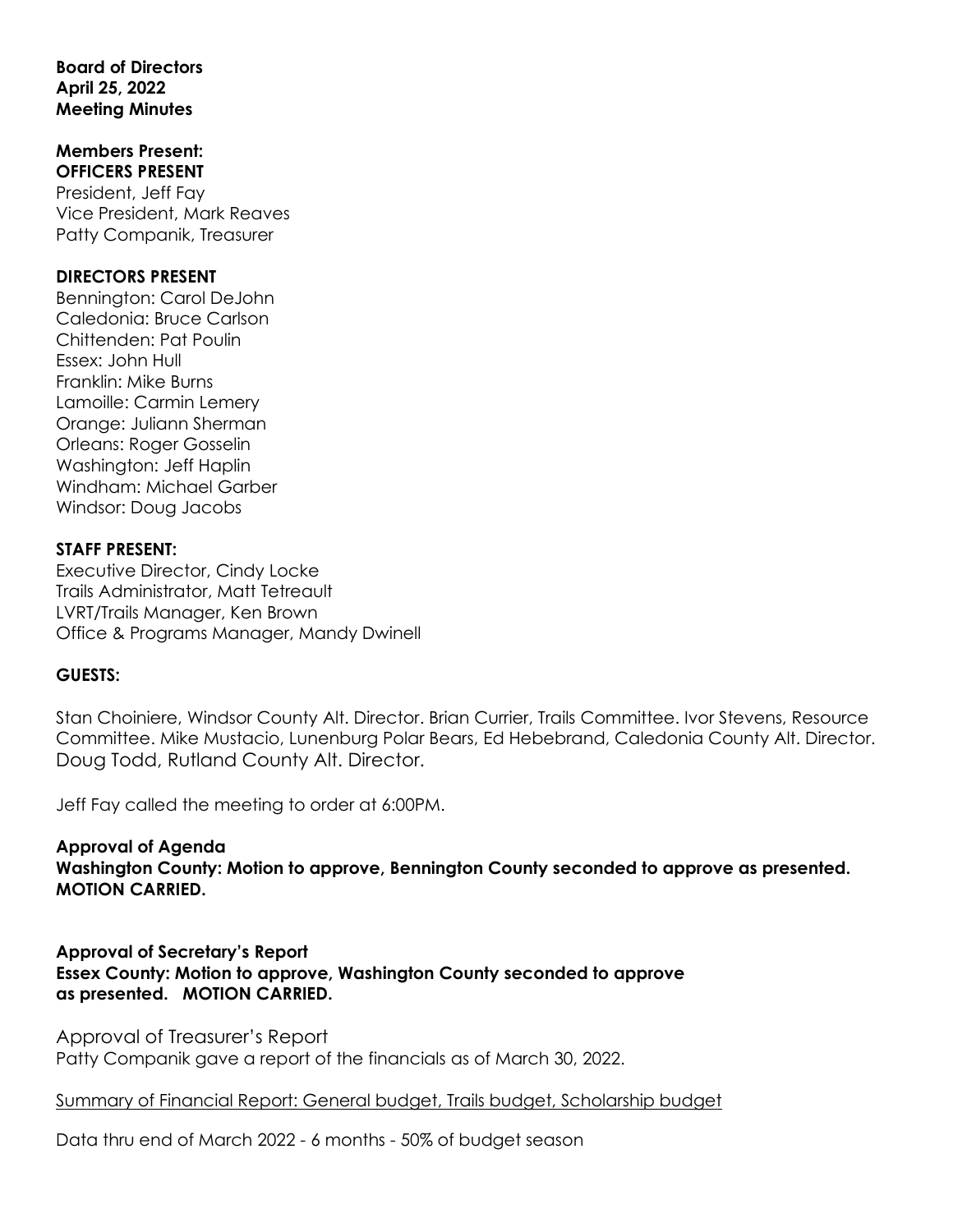**Board of Directors**
**April 25, 2022**
**Meeting Minutes**

**Members Present:**
**OFFICERS PRESENT**
President, Jeff Fay
Vice President, Mark Reaves
Patty Companik, Treasurer

**DIRECTORS PRESENT**
Bennington: Carol DeJohn
Caledonia: Bruce Carlson
Chittenden: Pat Poulin
Essex: John Hull
Franklin: Mike Burns
Lamoille: Carmin Lemery
Orange: Juliann Sherman
Orleans: Roger Gosselin
Washington: Jeff Haplin
Windham: Michael Garber
Windsor: Doug Jacobs

**STAFF PRESENT:**
Executive Director, Cindy Locke
Trails Administrator, Matt Tetreault
LVRT/Trails Manager, Ken Brown
Office & Programs Manager, Mandy Dwinell

**GUESTS:**

Stan Choiniere, Windsor County Alt. Director. Brian Currier, Trails Committee. Ivor Stevens, Resource Committee. Mike Mustacio, Lunenburg Polar Bears, Ed Hebebrand, Caledonia County Alt. Director. Doug Todd, Rutland County Alt. Director.

Jeff Fay called the meeting to order at 6:00PM.

**Approval of Agenda**
**Washington County: Motion to approve, Bennington County seconded to approve as presented. MOTION CARRIED.**

**Approval of Secretary's Report**
**Essex County: Motion to approve, Washington County seconded to approve as presented. MOTION CARRIED.**

Approval of Treasurer's Report
Patty Companik gave a report of the financials as of March 30, 2022.

<u>Summary of Financial Report: General budget, Trails budget, Scholarship budget</u>

Data thru end of March 2022 - 6 months - 50% of budget season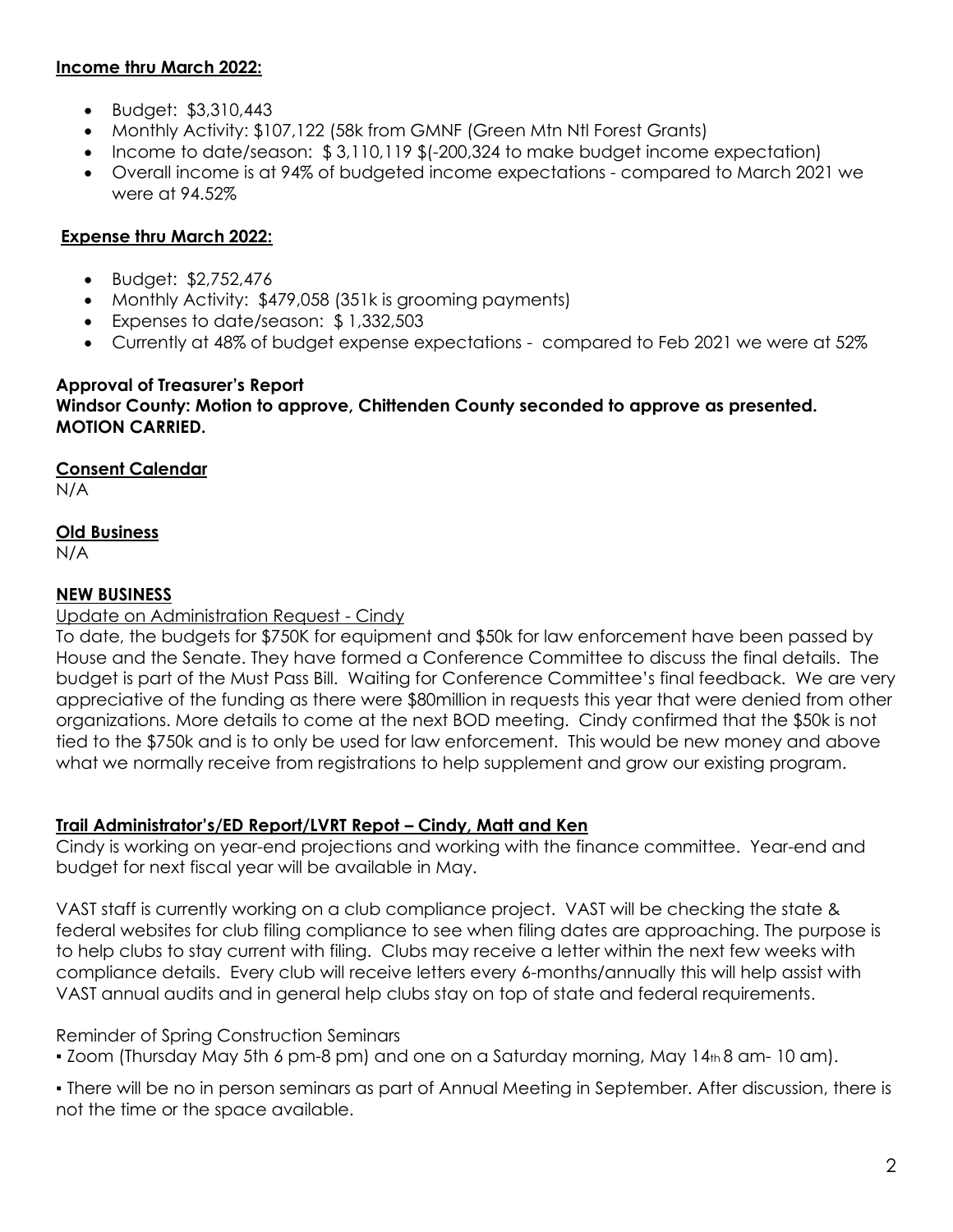**Income thru March 2022:**

- Budget: \$3,310,443
- Monthly Activity: \$107,122 (58k from GMNF (Green Mtn Ntl Forest Grants)
- Income to date/season: \$ 3,110,119 \$(-200,324 to make budget income expectation)
- Overall income is at 94% of budgeted income expectations - compared to March 2021 we were at 94.52%

**Expense thru March 2022:**

- Budget: \$2,752,476
- Monthly Activity: \$479,058 (351k is grooming payments)
- Expenses to date/season: \$ 1,332,503
- Currently at 48% of budget expense expectations - compared to Feb 2021 we were at 52%

**Approval of Treasurer's Report**

**Windsor County: Motion to approve, Chittenden County seconded to approve as presented. MOTION CARRIED.**

**Consent Calendar**

N/A

**Old Business**

N/A

**NEW BUSINESS**

Update on Administration Request - Cindy

To date, the budgets for \$750K for equipment and \$50k for law enforcement have been passed by House and the Senate. They have formed a Conference Committee to discuss the final details. The budget is part of the Must Pass Bill. Waiting for Conference Committee's final feedback. We are very appreciative of the funding as there were \$80million in requests this year that were denied from other organizations. More details to come at the next BOD meeting. Cindy confirmed that the \$50k is not tied to the \$750k and is to only be used for law enforcement. This would be new money and above what we normally receive from registrations to help supplement and grow our existing program.

**Trail Administrator's/ED Report/LVRT Repot – Cindy, Matt and Ken**

Cindy is working on year-end projections and working with the finance committee. Year-end and budget for next fiscal year will be available in May.

VAST staff is currently working on a club compliance project. VAST will be checking the state & federal websites for club filing compliance to see when filing dates are approaching. The purpose is to help clubs to stay current with filing. Clubs may receive a letter within the next few weeks with compliance details. Every club will receive letters every 6-months/annually this will help assist with VAST annual audits and in general help clubs stay on top of state and federal requirements.

Reminder of Spring Construction Seminars

- Zoom (Thursday May 5th 6 pm-8 pm) and one on a Saturday morning, May 14th 8 am- 10 am).
- There will be no in person seminars as part of Annual Meeting in September. After discussion, there is not the time or the space available.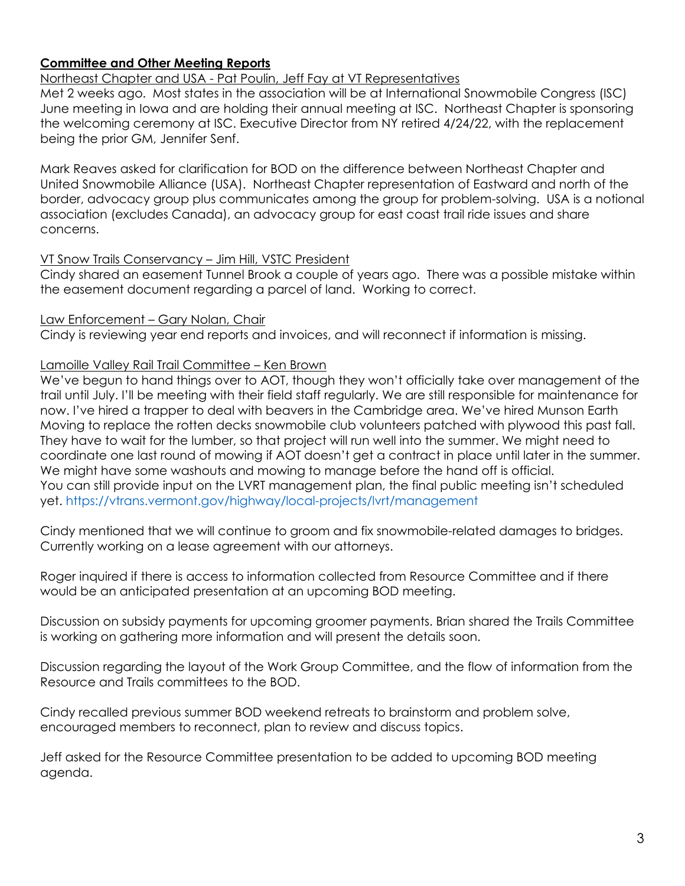## **Committee and Other Meeting Reports**

Northeast Chapter and USA - Pat Poulin, Jeff Fay at VT Representatives

Met 2 weeks ago. Most states in the association will be at International Snowmobile Congress (ISC) June meeting in Iowa and are holding their annual meeting at ISC. Northeast Chapter is sponsoring the welcoming ceremony at ISC. Executive Director from NY retired 4/24/22, with the replacement being the prior GM, Jennifer Senf.

Mark Reaves asked for clarification for BOD on the difference between Northeast Chapter and United Snowmobile Alliance (USA). Northeast Chapter representation of Eastward and north of the border, advocacy group plus communicates among the group for problem-solving. USA is a notional association (excludes Canada), an advocacy group for east coast trail ride issues and share concerns.

VT Snow Trails Conservancy – Jim Hill, VSTC President

Cindy shared an easement Tunnel Brook a couple of years ago. There was a possible mistake within the easement document regarding a parcel of land. Working to correct.

Law Enforcement – Gary Nolan, Chair

Cindy is reviewing year end reports and invoices, and will reconnect if information is missing.

Lamoille Valley Rail Trail Committee – Ken Brown

We've begun to hand things over to AOT, though they won't officially take over management of the trail until July. I'll be meeting with their field staff regularly. We are still responsible for maintenance for now. I've hired a trapper to deal with beavers in the Cambridge area. We've hired Munson Earth Moving to replace the rotten decks snowmobile club volunteers patched with plywood this past fall. They have to wait for the lumber, so that project will run well into the summer. We might need to coordinate one last round of mowing if AOT doesn't get a contract in place until later in the summer. We might have some washouts and mowing to manage before the hand off is official.
You can still provide input on the LVRT management plan, the final public meeting isn't scheduled yet. https://vtrans.vermont.gov/highway/local-projects/lvrt/management

Cindy mentioned that we will continue to groom and fix snowmobile-related damages to bridges. Currently working on a lease agreement with our attorneys.

Roger inquired if there is access to information collected from Resource Committee and if there would be an anticipated presentation at an upcoming BOD meeting.

Discussion on subsidy payments for upcoming groomer payments. Brian shared the Trails Committee is working on gathering more information and will present the details soon.

Discussion regarding the layout of the Work Group Committee, and the flow of information from the Resource and Trails committees to the BOD.

Cindy recalled previous summer BOD weekend retreats to brainstorm and problem solve, encouraged members to reconnect, plan to review and discuss topics.

Jeff asked for the Resource Committee presentation to be added to upcoming BOD meeting agenda.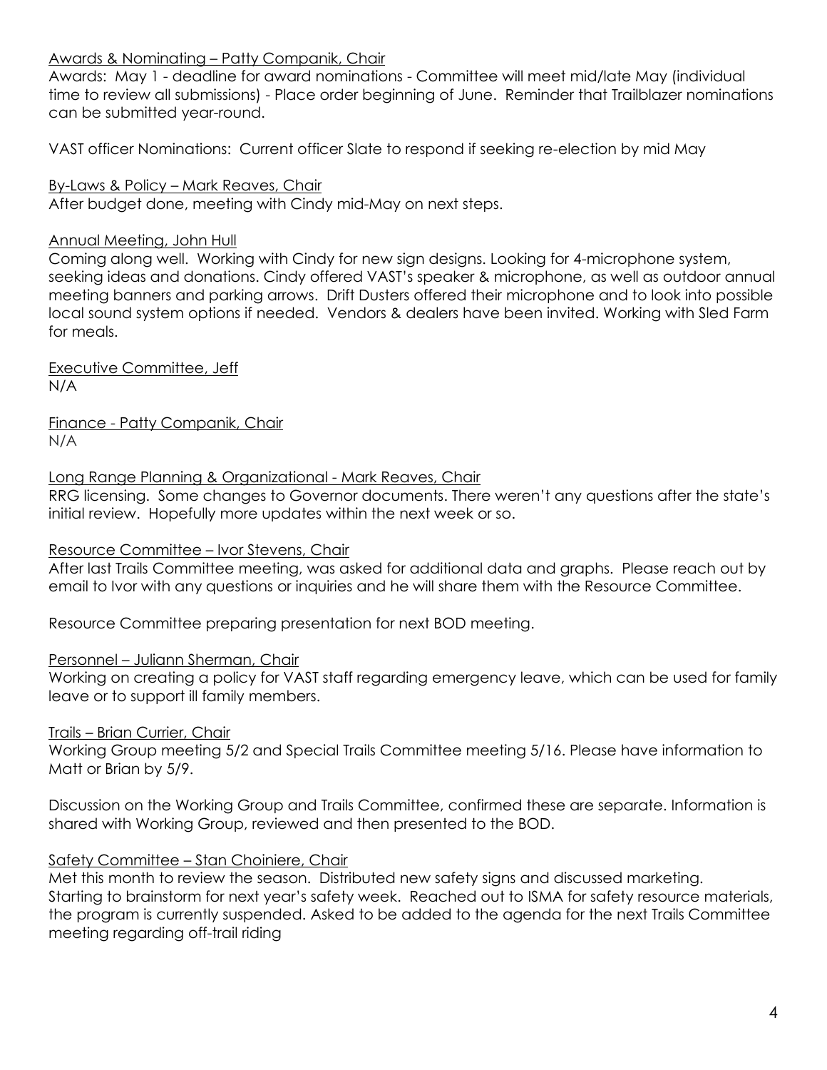Awards & Nominating – Patty Companik, Chair

Awards: May 1 - deadline for award nominations - Committee will meet mid/late May (individual time to review all submissions) - Place order beginning of June. Reminder that Trailblazer nominations can be submitted year-round.

VAST officer Nominations: Current officer Slate to respond if seeking re-election by mid May

By-Laws & Policy – Mark Reaves, Chair

After budget done, meeting with Cindy mid-May on next steps.

Annual Meeting, John Hull

Coming along well. Working with Cindy for new sign designs. Looking for 4-microphone system, seeking ideas and donations. Cindy offered VAST's speaker & microphone, as well as outdoor annual meeting banners and parking arrows. Drift Dusters offered their microphone and to look into possible local sound system options if needed. Vendors & dealers have been invited. Working with Sled Farm for meals.

Executive Committee, Jeff

N/A

Finance - Patty Companik, Chair

N/A

Long Range Planning & Organizational - Mark Reaves, Chair

RRG licensing. Some changes to Governor documents. There weren't any questions after the state's initial review. Hopefully more updates within the next week or so.

Resource Committee – Ivor Stevens, Chair

After last Trails Committee meeting, was asked for additional data and graphs. Please reach out by email to Ivor with any questions or inquiries and he will share them with the Resource Committee.

Resource Committee preparing presentation for next BOD meeting.

Personnel – Juliann Sherman, Chair

Working on creating a policy for VAST staff regarding emergency leave, which can be used for family leave or to support ill family members.

Trails – Brian Currier, Chair

Working Group meeting 5/2 and Special Trails Committee meeting 5/16. Please have information to Matt or Brian by 5/9.

Discussion on the Working Group and Trails Committee, confirmed these are separate. Information is shared with Working Group, reviewed and then presented to the BOD.

Safety Committee – Stan Choiniere, Chair

Met this month to review the season. Distributed new safety signs and discussed marketing. Starting to brainstorm for next year's safety week. Reached out to ISMA for safety resource materials, the program is currently suspended. Asked to be added to the agenda for the next Trails Committee meeting regarding off-trail riding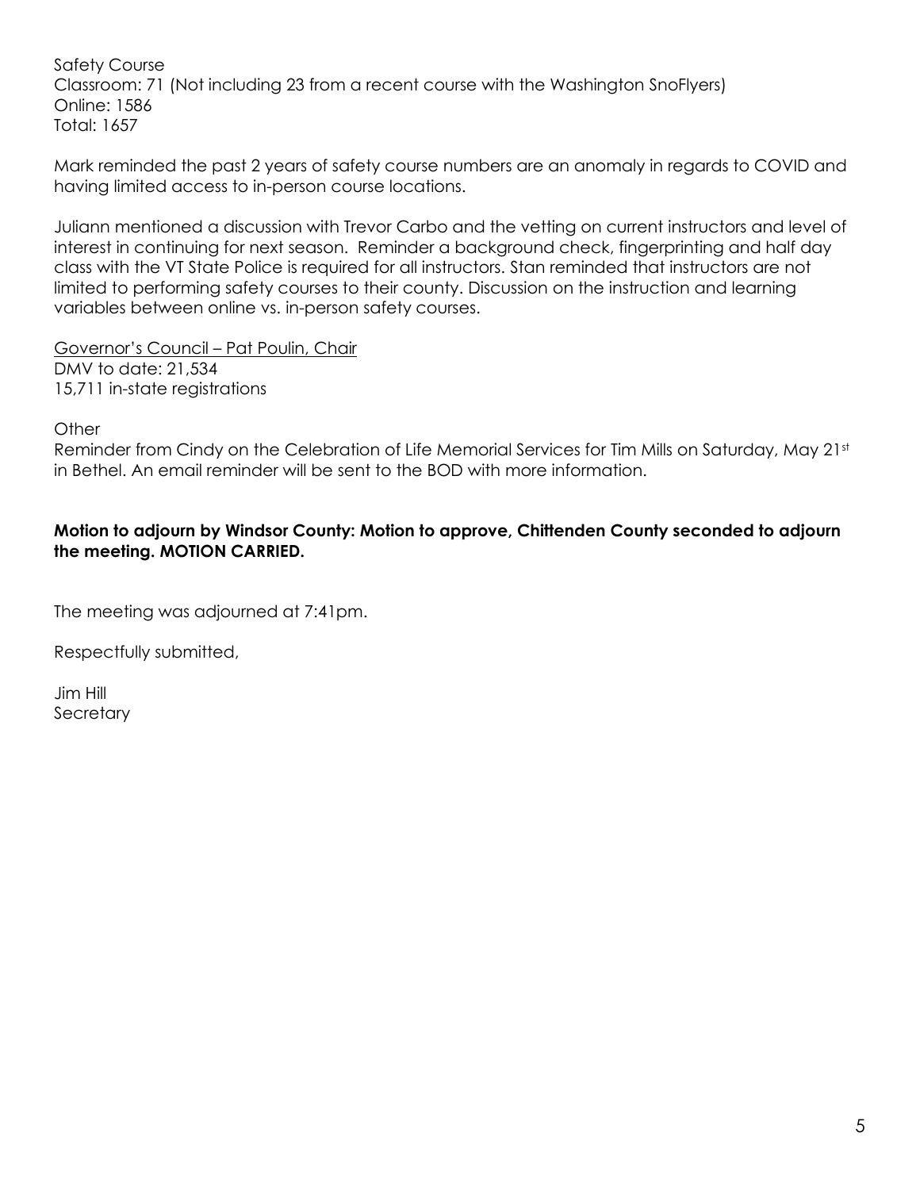Safety Course
Classroom: 71 (Not including 23 from a recent course with the Washington SnoFlyers)
Online: 1586
Total: 1657

Mark reminded the past 2 years of safety course numbers are an anomaly in regards to COVID and having limited access to in-person course locations.

Juliann mentioned a discussion with Trevor Carbo and the vetting on current instructors and level of interest in continuing for next season. Reminder a background check, fingerprinting and half day class with the VT State Police is required for all instructors. Stan reminded that instructors are not limited to performing safety courses to their county. Discussion on the instruction and learning variables between online vs. in-person safety courses.

Governor's Council – Pat Poulin, Chair
DMV to date: 21,534
15,711 in-state registrations

Other
Reminder from Cindy on the Celebration of Life Memorial Services for Tim Mills on Saturday, May 21st in Bethel. An email reminder will be sent to the BOD with more information.

**Motion to adjourn by Windsor County: Motion to approve, Chittenden County seconded to adjourn the meeting. MOTION CARRIED.**

The meeting was adjourned at 7:41pm.

Respectfully submitted,

Jim Hill
Secretary